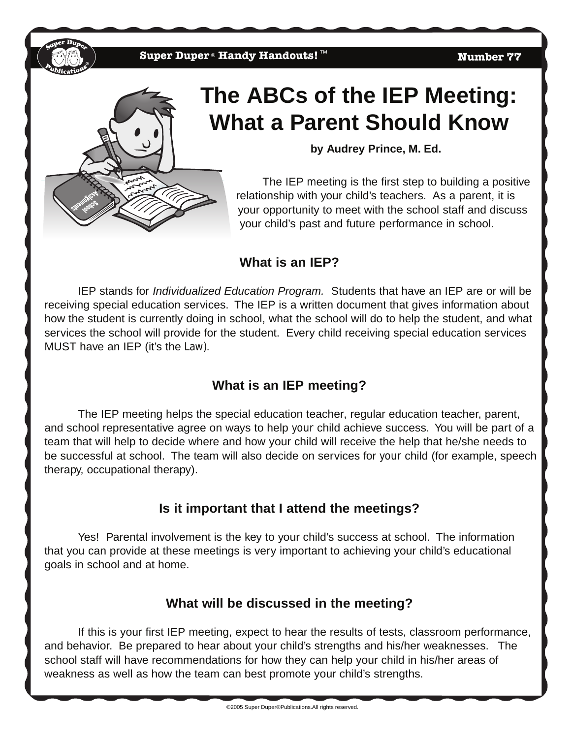# The ABCs of the IEP Meeting: What a Parent Should Know

**by Audrey Prince, M. Ed.**

The IEP meeting is the first step to building a positive relationship with your child's teachers. As a parent, it is your opportunity to meet with the school staff and discuss your child's past and future performance in school.

## What is an IEP?

IEP stands for *Individualized Education Program.* Students that have an IEP are or will be receiving special education services. The IEP is a written document that gives information about how the student is currently doing in school, what the school will do to help the student, and what services the school will provide for the student. Every child receiving special education services MUST have an IEP (it's the Law).

## What is an IEP meeting?

The IEP meeting helps the special education teacher, regular education teacher, parent, and school representative agree on ways to help your child achieve success. You will be part of a team that will help to decide where and how your child will receive the help that he/she needs to be successful at school. The team will also decide on services for your child (for example, speech therapy, occupational therapy).

## Is it important that I attend the meetings?

Yes! Parental involvement is the key to your child's success at school. The information that you can provide at these meetings is very important to achieving your child's educational goals in school and at home.

## What will be discussed in the meeting?

If this is your first IEP meeting, expect to hear the results of tests, classroom performance, and behavior. Be prepared to hear about your child's strengths and his/her weaknesses. The school staff will have recommendations for how they can help your child in his/her areas of weakness as well as how the team can best promote your child's strengths.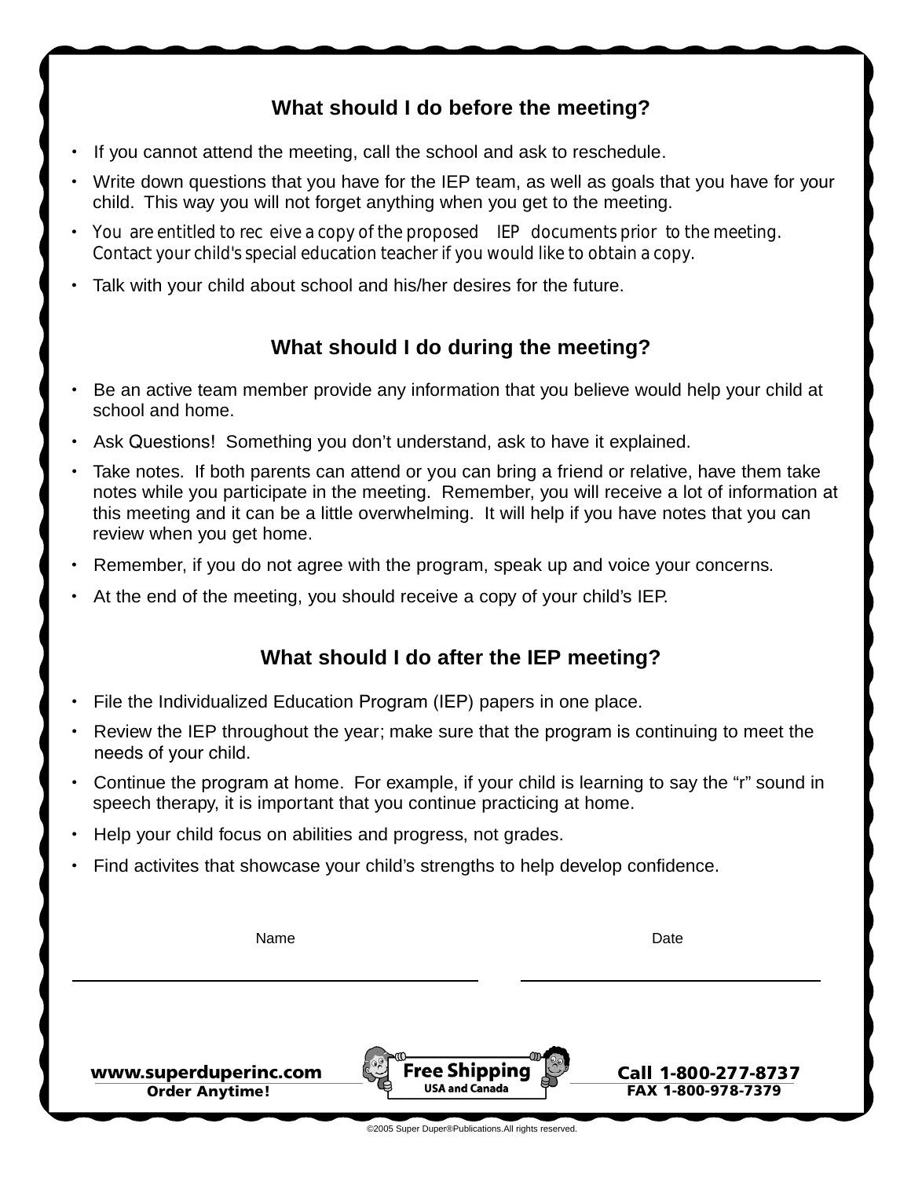## What should I do before the meeting?

- If you cannot attend the meeting, call the school and ask to reschedule.
- Write down questions that you have for the IEP team, as well as goals that you have for your child. This way you will not forget anything when you get to the meeting.
- You are entitled to rec eive a copy of the proposed IEP documents prior to the meeting. Contact your child's special education teacher if you would like to obtain a copy.
- Talk with your child about school and his/her desires for the future.

## What should I do during the meeting?

- Be an active team member provide any information that you believe would help your child at school and home.
- Ask Questions! Something you don't understand, ask to have it explained.
- Take notes. If both parents can attend or you can bring a friend or relative, have them take notes while you participate in the meeting. Remember, you will receive a lot of information at this meeting and it can be a little overwhelming. It will help if you have notes that you can review when you get home.
- Remember, if you do not agree with the program, speak up and voice your concerns.
- At the end of the meeting, you should receive a copy of your child's IEP.

## What should I do after the IEP meeting?

- File the Individualized Education Program (IEP) papers in one place.
- Review the IEP throughout the year; make sure that the program is continuing to meet the needs of your child.
- Continue the program at home. For example, if your child is learning to say the "r" sound in speech therapy, it is important that you continue practicing at home.
- Help your child focus on abilities and progress, not grades.
- Find activites that showcase your child's strengths to help develop confidence.

Name \_\_\_\_\_\_\_\_\_\_\_\_\_\_\_\_\_\_\_\_\_\_\_\_\_\_\_\_\_\_ Date \_\_\_\_\_\_\_\_\_\_\_\_\_\_\_\_\_\_\_\_

www.superduperinc.com
Order Anytime!

Free Shipping
USA and Canada

Call 1-800-277-8737
FAX 1-800-978-7379

©2005 Super Duper®Publications.All rights reserved.